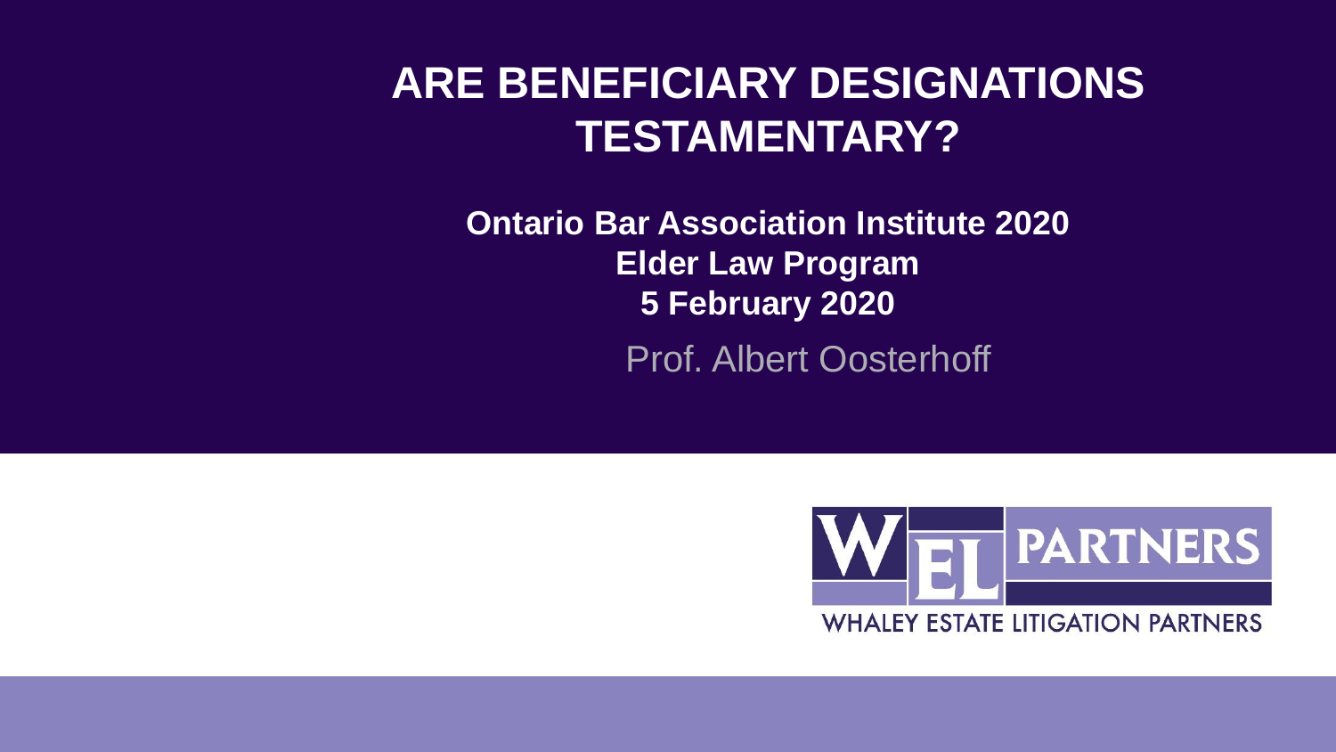# ARE BENEFICIARY DESIGNATIONS TESTAMENTARY?

**Ontario Bar Association Institute 2020**
**Elder Law Program**
**5 February 2020**

Prof. Albert Oosterhoff

WEL PARTNERS
WHALEY ESTATE LITIGATION PARTNERS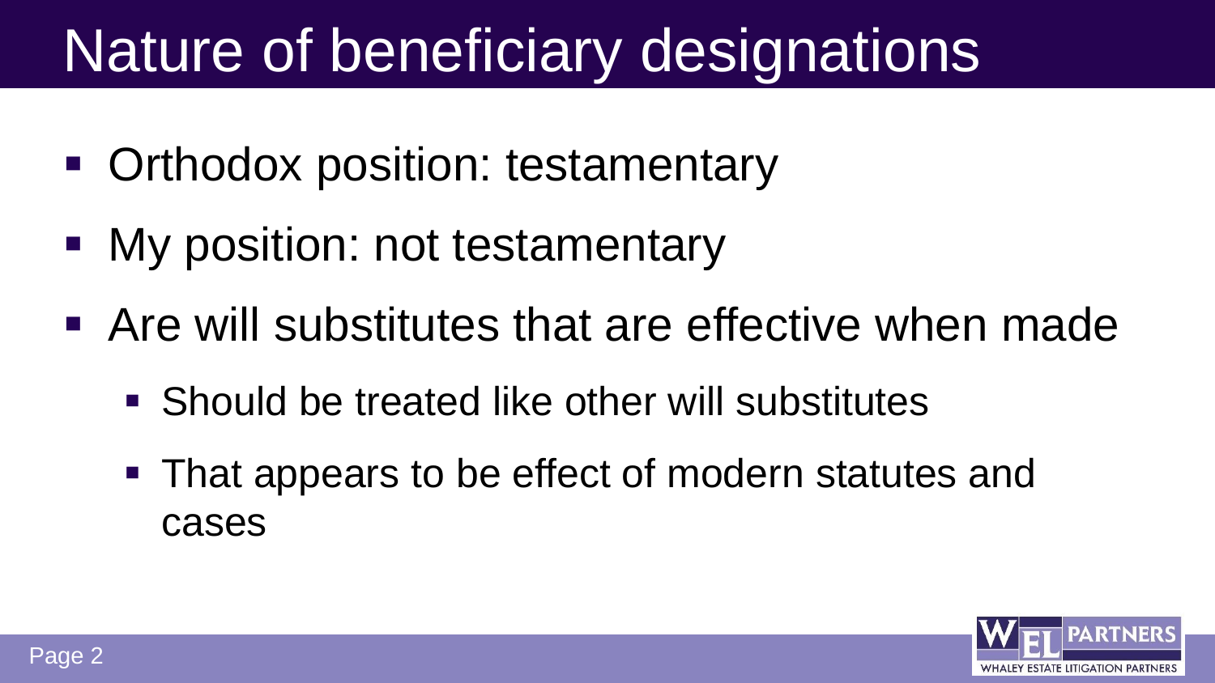# Nature of beneficiary designations

- Orthodox position: testamentary
- My position: not testamentary
- Are will substitutes that are effective when made
  - Should be treated like other will substitutes
  - That appears to be effect of modern statutes and cases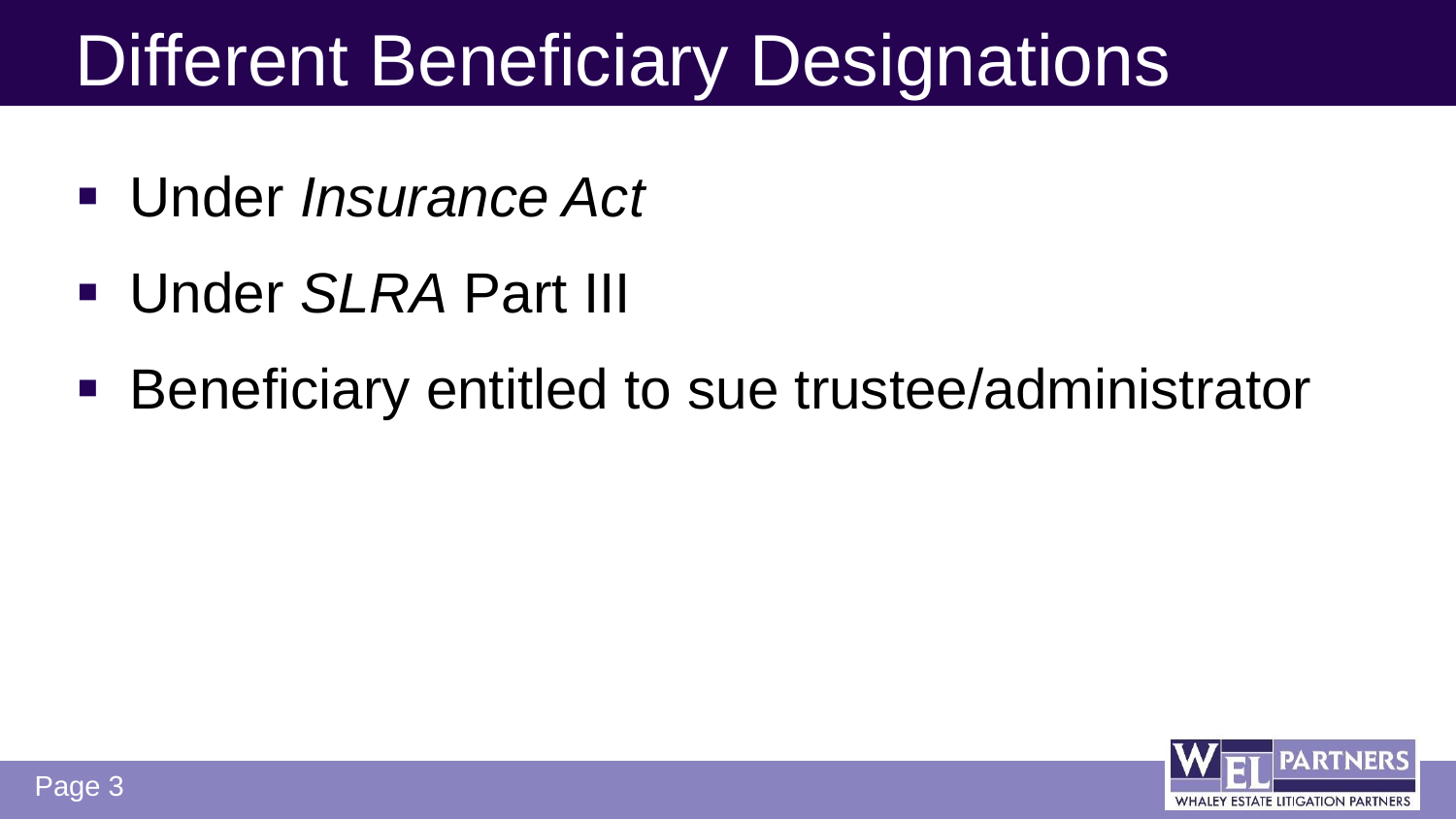# Different Beneficiary Designations

- Under *Insurance Act*
- Under *SLRA* Part III
- Beneficiary entitled to sue trustee/administrator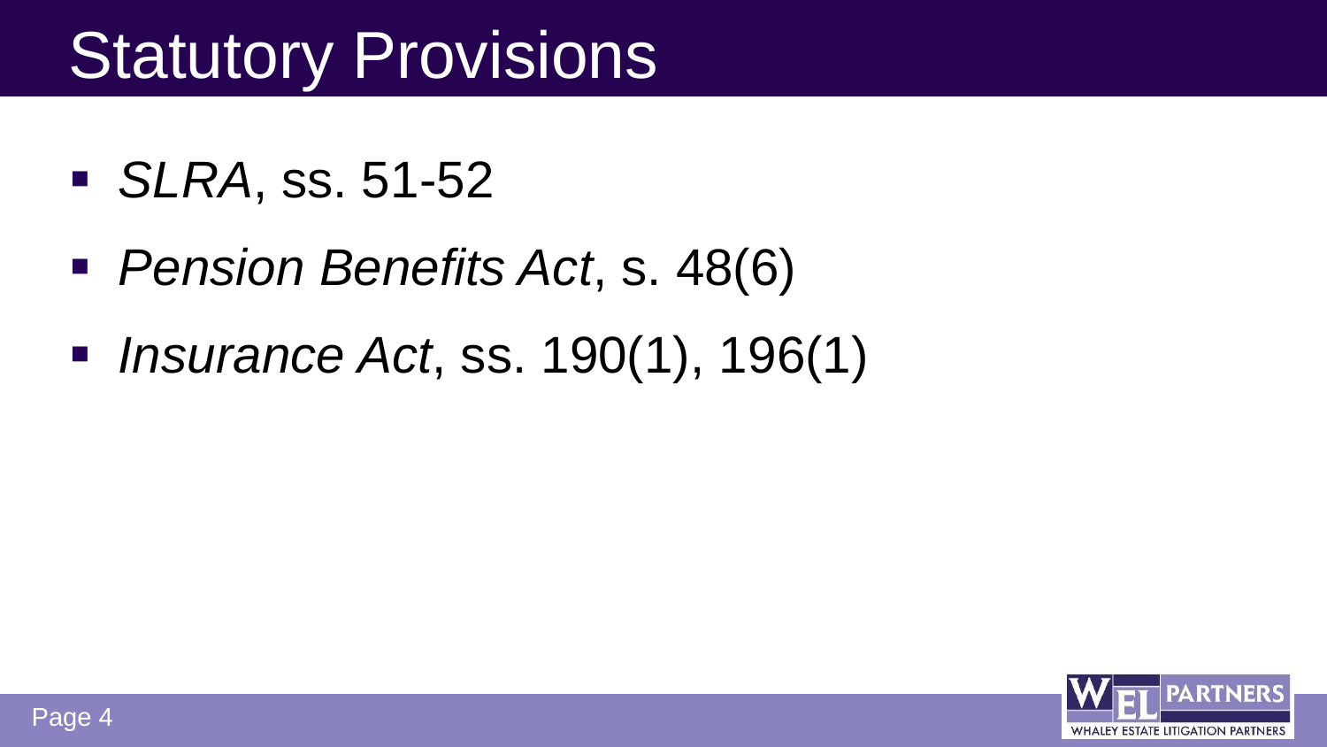# Statutory Provisions

- *SLRA*, ss. 51-52
- *Pension Benefits Act*, s. 48(6)
- *Insurance Act*, ss. 190(1), 196(1)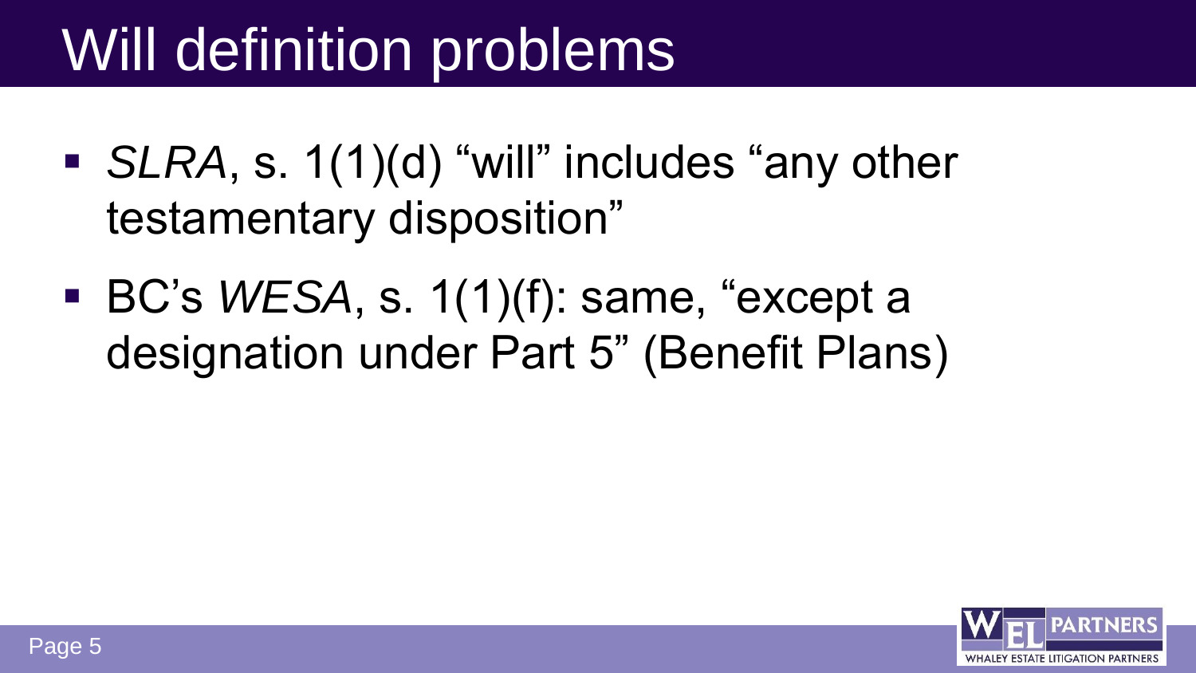# Will definition problems

- *SLRA*, s. 1(1)(d) “will” includes “any other testamentary disposition”
- BC’s *WESA*, s. 1(1)(f): same, “except a designation under Part 5” (Benefit Plans)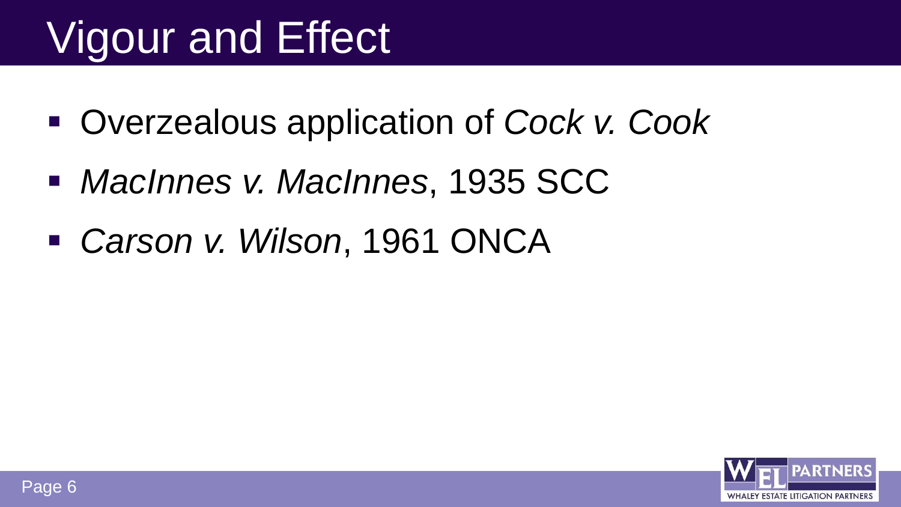# Vigour and Effect

- Overzealous application of *Cock v. Cook*
- *MacInnes v. MacInnes*, 1935 SCC
- *Carson v. Wilson*, 1961 ONCA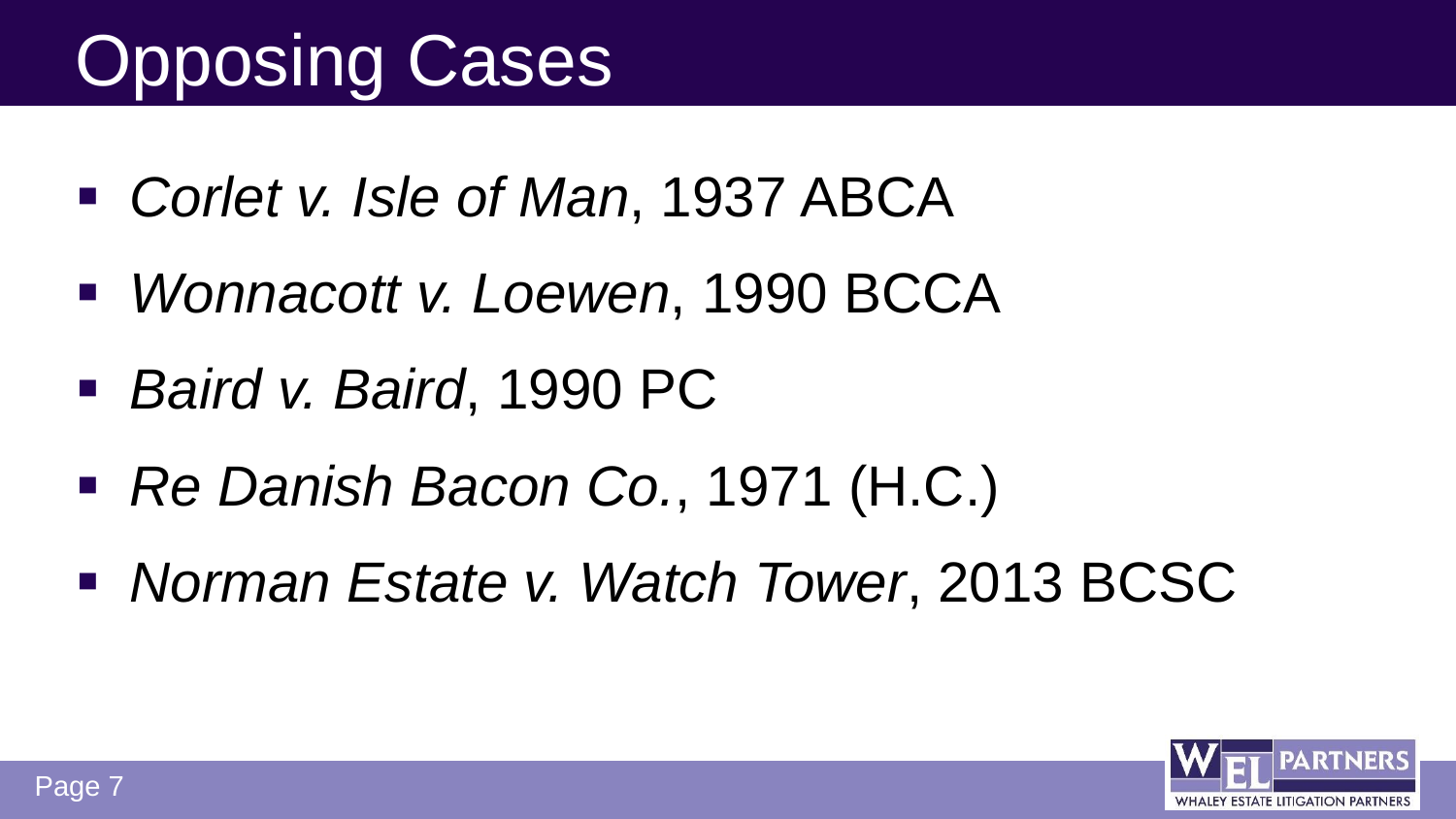# Opposing Cases

- *Corlet v. Isle of Man*, 1937 ABCA
- *Wonnacott v. Loewen*, 1990 BCCA
- *Baird v. Baird*, 1990 PC
- *Re Danish Bacon Co.*, 1971 (H.C.)
- *Norman Estate v. Watch Tower*, 2013 BCSC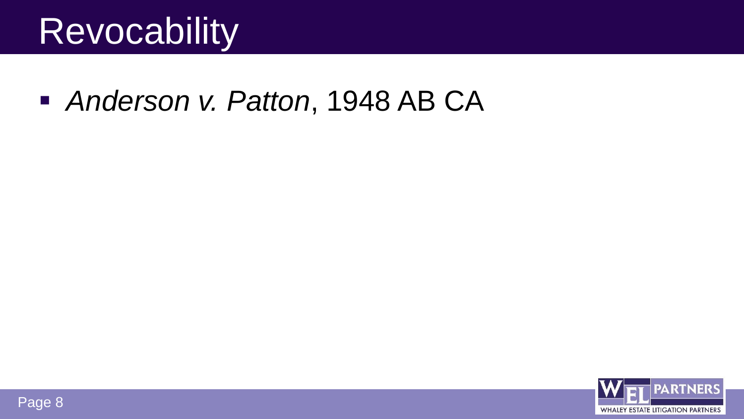# Revocability

- *Anderson v. Patton*, 1948 AB CA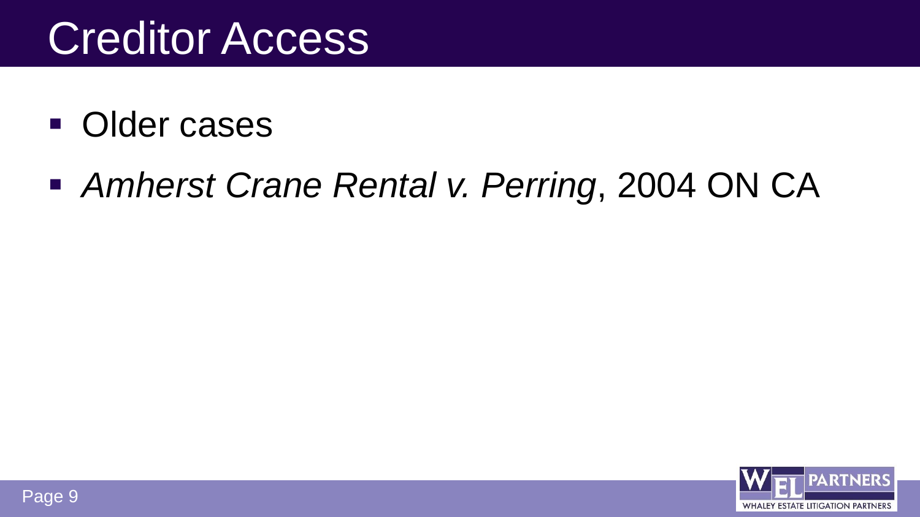# Creditor Access

- Older cases
- *Amherst Crane Rental v. Perring*, 2004 ON CA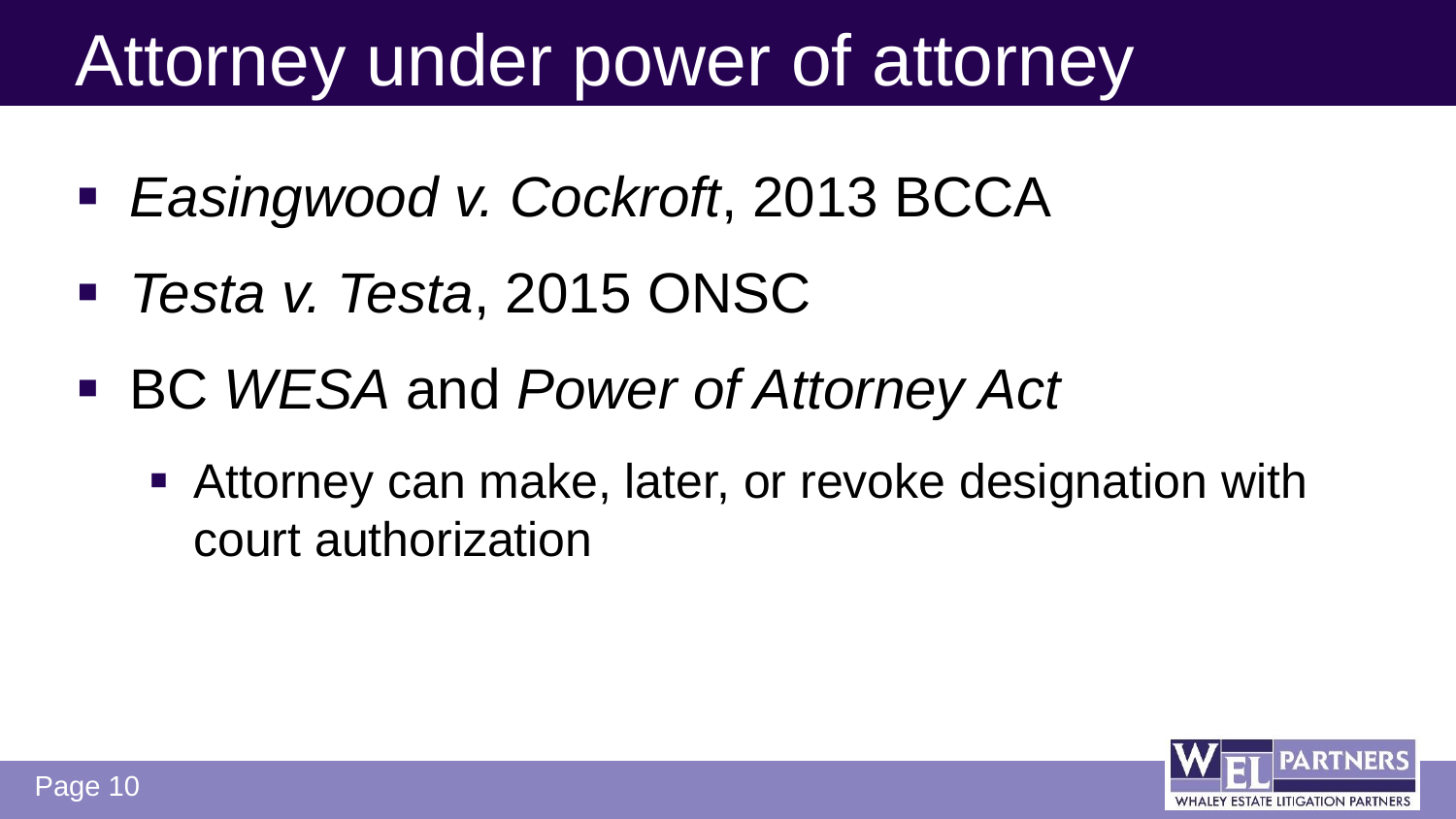# Attorney under power of attorney

- *Easingwood v. Cockroft*, 2013 BCCA
- *Testa v. Testa*, 2015 ONSC
- BC *WESA* and *Power of Attorney Act*
  - Attorney can make, later, or revoke designation with court authorization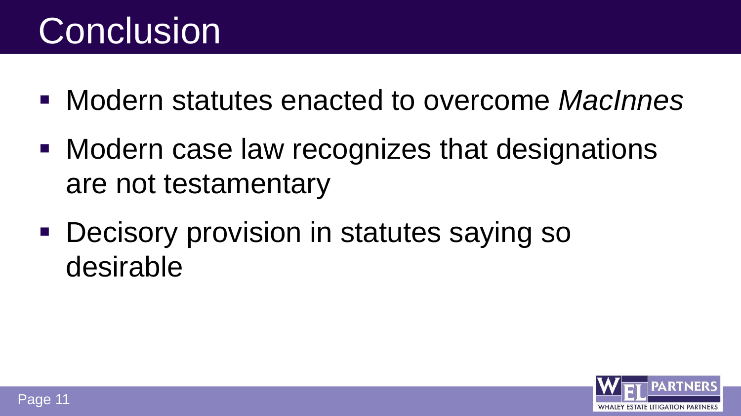# Conclusion

- Modern statutes enacted to overcome *MacInnes*
- Modern case law recognizes that designations are not testamentary
- Decisory provision in statutes saying so desirable